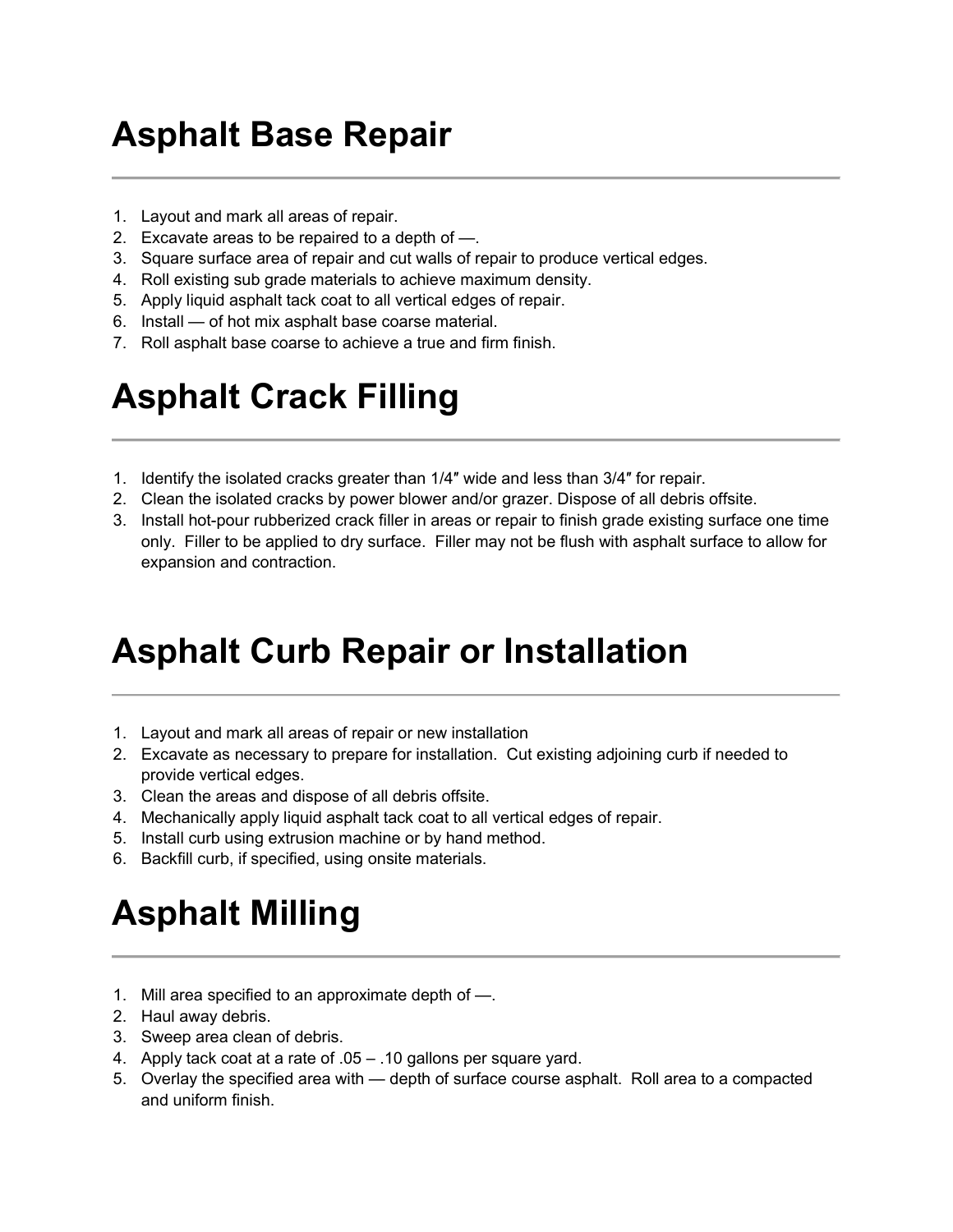# Asphalt Base Repair

1. Layout and mark all areas of repair.
2. Excavate areas to be repaired to a depth of —.
3. Square surface area of repair and cut walls of repair to produce vertical edges.
4. Roll existing sub grade materials to achieve maximum density.
5. Apply liquid asphalt tack coat to all vertical edges of repair.
6. Install — of hot mix asphalt base coarse material.
7. Roll asphalt base coarse to achieve a true and firm finish.

# Asphalt Crack Filling

1. Identify the isolated cracks greater than 1/4″ wide and less than 3/4″ for repair.
2. Clean the isolated cracks by power blower and/or grazer. Dispose of all debris offsite.
3. Install hot-pour rubberized crack filler in areas or repair to finish grade existing surface one time only. Filler to be applied to dry surface. Filler may not be flush with asphalt surface to allow for expansion and contraction.

# Asphalt Curb Repair or Installation

1. Layout and mark all areas of repair or new installation
2. Excavate as necessary to prepare for installation. Cut existing adjoining curb if needed to provide vertical edges.
3. Clean the areas and dispose of all debris offsite.
4. Mechanically apply liquid asphalt tack coat to all vertical edges of repair.
5. Install curb using extrusion machine or by hand method.
6. Backfill curb, if specified, using onsite materials.

# Asphalt Milling

1. Mill area specified to an approximate depth of —.
2. Haul away debris.
3. Sweep area clean of debris.
4. Apply tack coat at a rate of .05 – .10 gallons per square yard.
5. Overlay the specified area with — depth of surface course asphalt. Roll area to a compacted and uniform finish.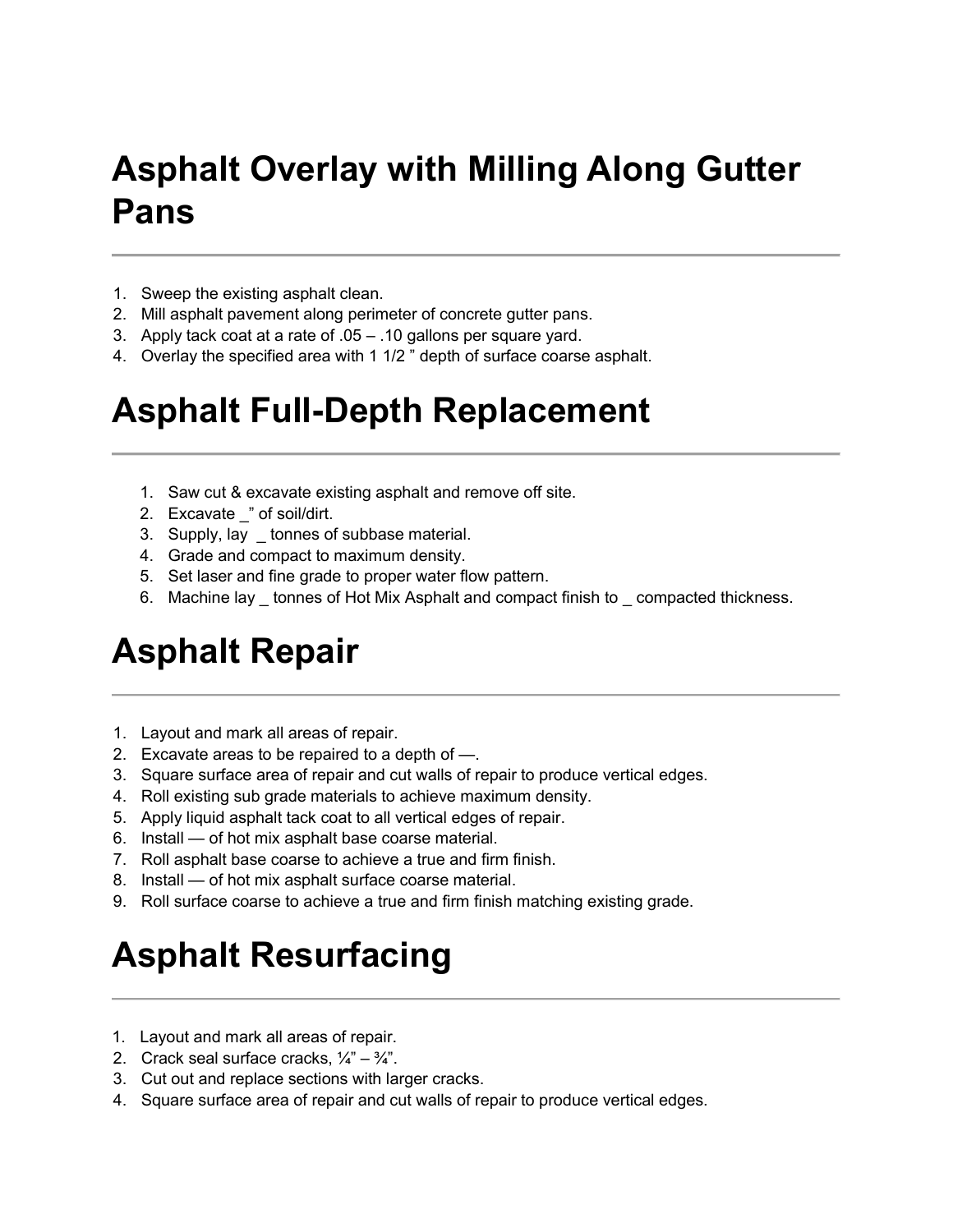# Asphalt Overlay with Milling Along Gutter Pans

1. Sweep the existing asphalt clean.
2. Mill asphalt pavement along perimeter of concrete gutter pans.
3. Apply tack coat at a rate of .05 – .10 gallons per square yard.
4. Overlay the specified area with 1 1/2 ” depth of surface coarse asphalt.

# Asphalt Full-Depth Replacement

1. Saw cut & excavate existing asphalt and remove off site.
2. Excavate _” of soil/dirt.
3. Supply, lay  _ tonnes of subbase material.
4. Grade and compact to maximum density.
5. Set laser and fine grade to proper water flow pattern.
6. Machine lay _ tonnes of Hot Mix Asphalt and compact finish to _ compacted thickness.

# Asphalt Repair

1. Layout and mark all areas of repair.
2. Excavate areas to be repaired to a depth of —.
3. Square surface area of repair and cut walls of repair to produce vertical edges.
4. Roll existing sub grade materials to achieve maximum density.
5. Apply liquid asphalt tack coat to all vertical edges of repair.
6. Install — of hot mix asphalt base coarse material.
7. Roll asphalt base coarse to achieve a true and firm finish.
8. Install — of hot mix asphalt surface coarse material.
9. Roll surface coarse to achieve a true and firm finish matching existing grade.

# Asphalt Resurfacing

1. Layout and mark all areas of repair.
2. Crack seal surface cracks, ¼” – ¾”.
3. Cut out and replace sections with larger cracks.
4. Square surface area of repair and cut walls of repair to produce vertical edges.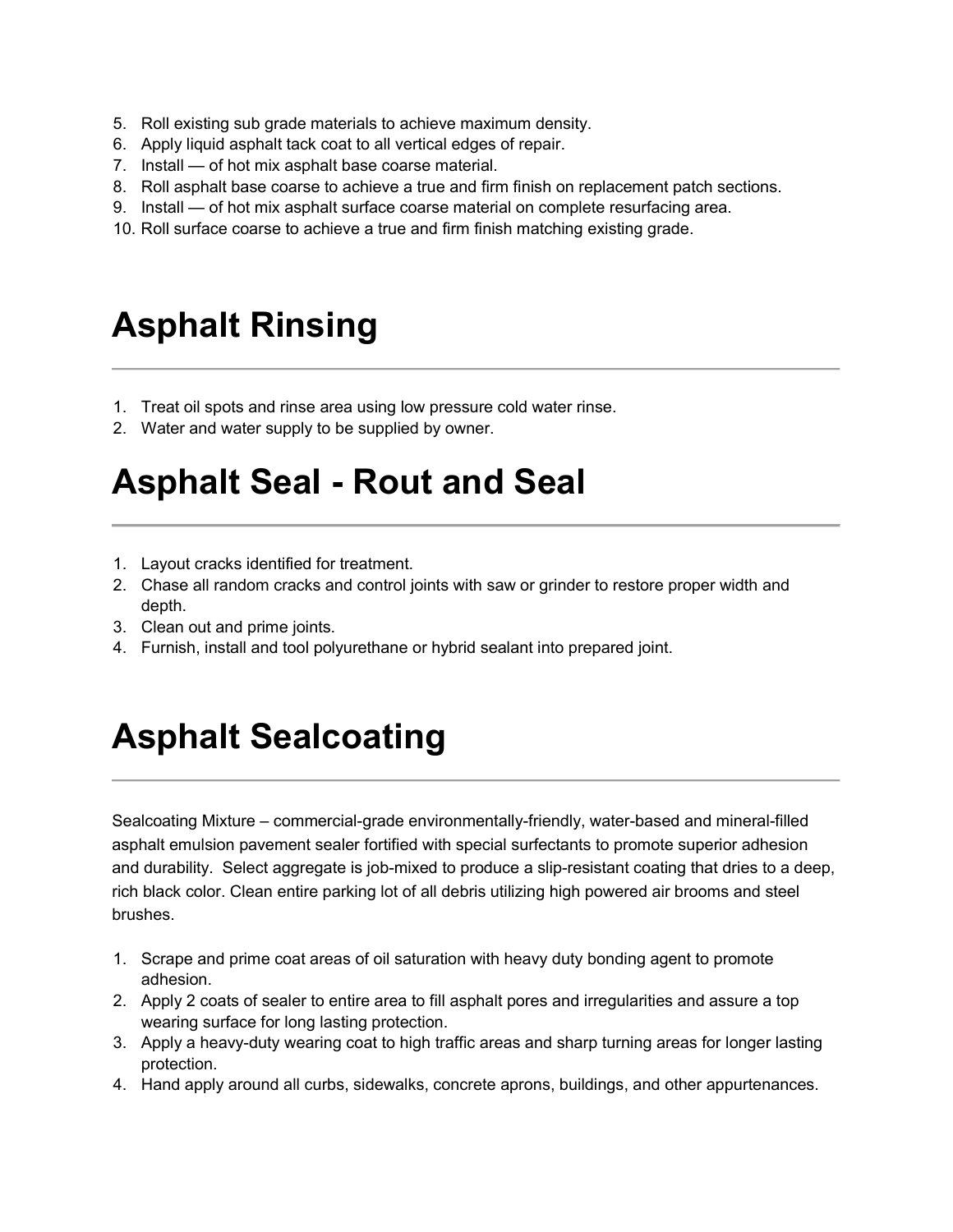5. Roll existing sub grade materials to achieve maximum density.
6. Apply liquid asphalt tack coat to all vertical edges of repair.
7. Install — of hot mix asphalt base coarse material.
8. Roll asphalt base coarse to achieve a true and firm finish on replacement patch sections.
9. Install — of hot mix asphalt surface coarse material on complete resurfacing area.
10. Roll surface coarse to achieve a true and firm finish matching existing grade.

# Asphalt Rinsing

1. Treat oil spots and rinse area using low pressure cold water rinse.
2. Water and water supply to be supplied by owner.

# Asphalt Seal - Rout and Seal

1. Layout cracks identified for treatment.
2. Chase all random cracks and control joints with saw or grinder to restore proper width and depth.
3. Clean out and prime joints.
4. Furnish, install and tool polyurethane or hybrid sealant into prepared joint.

# Asphalt Sealcoating

Sealcoating Mixture – commercial-grade environmentally-friendly, water-based and mineral-filled asphalt emulsion pavement sealer fortified with special surfectants to promote superior adhesion and durability. Select aggregate is job-mixed to produce a slip-resistant coating that dries to a deep, rich black color. Clean entire parking lot of all debris utilizing high powered air brooms and steel brushes.

1. Scrape and prime coat areas of oil saturation with heavy duty bonding agent to promote adhesion.
2. Apply 2 coats of sealer to entire area to fill asphalt pores and irregularities and assure a top wearing surface for long lasting protection.
3. Apply a heavy-duty wearing coat to high traffic areas and sharp turning areas for longer lasting protection.
4. Hand apply around all curbs, sidewalks, concrete aprons, buildings, and other appurtenances.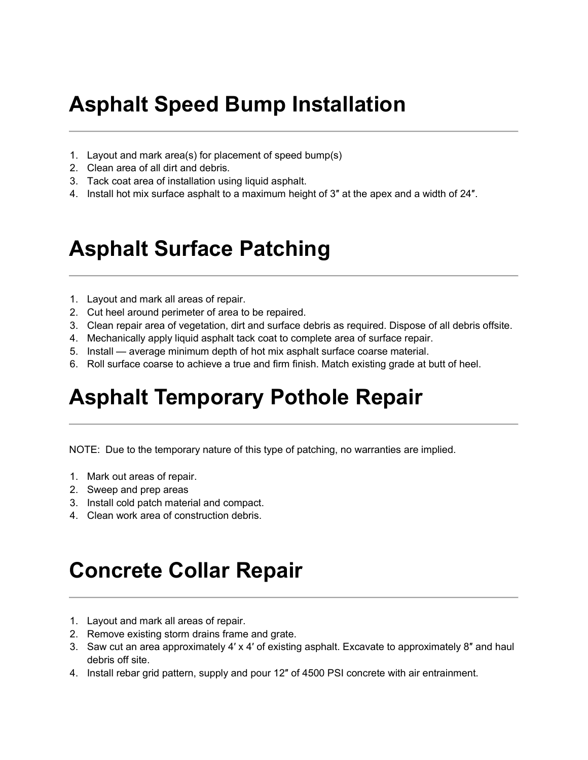# Asphalt Speed Bump Installation

1. Layout and mark area(s) for placement of speed bump(s)
2. Clean area of all dirt and debris.
3. Tack coat area of installation using liquid asphalt.
4. Install hot mix surface asphalt to a maximum height of 3″ at the apex and a width of 24″.

# Asphalt Surface Patching

1. Layout and mark all areas of repair.
2. Cut heel around perimeter of area to be repaired.
3. Clean repair area of vegetation, dirt and surface debris as required. Dispose of all debris offsite.
4. Mechanically apply liquid asphalt tack coat to complete area of surface repair.
5. Install — average minimum depth of hot mix asphalt surface coarse material.
6. Roll surface coarse to achieve a true and firm finish. Match existing grade at butt of heel.

# Asphalt Temporary Pothole Repair

NOTE: Due to the temporary nature of this type of patching, no warranties are implied.

1. Mark out areas of repair.
2. Sweep and prep areas
3. Install cold patch material and compact.
4. Clean work area of construction debris.

# Concrete Collar Repair

1. Layout and mark all areas of repair.
2. Remove existing storm drains frame and grate.
3. Saw cut an area approximately 4′ x 4′ of existing asphalt. Excavate to approximately 8″ and haul debris off site.
4. Install rebar grid pattern, supply and pour 12″ of 4500 PSI concrete with air entrainment.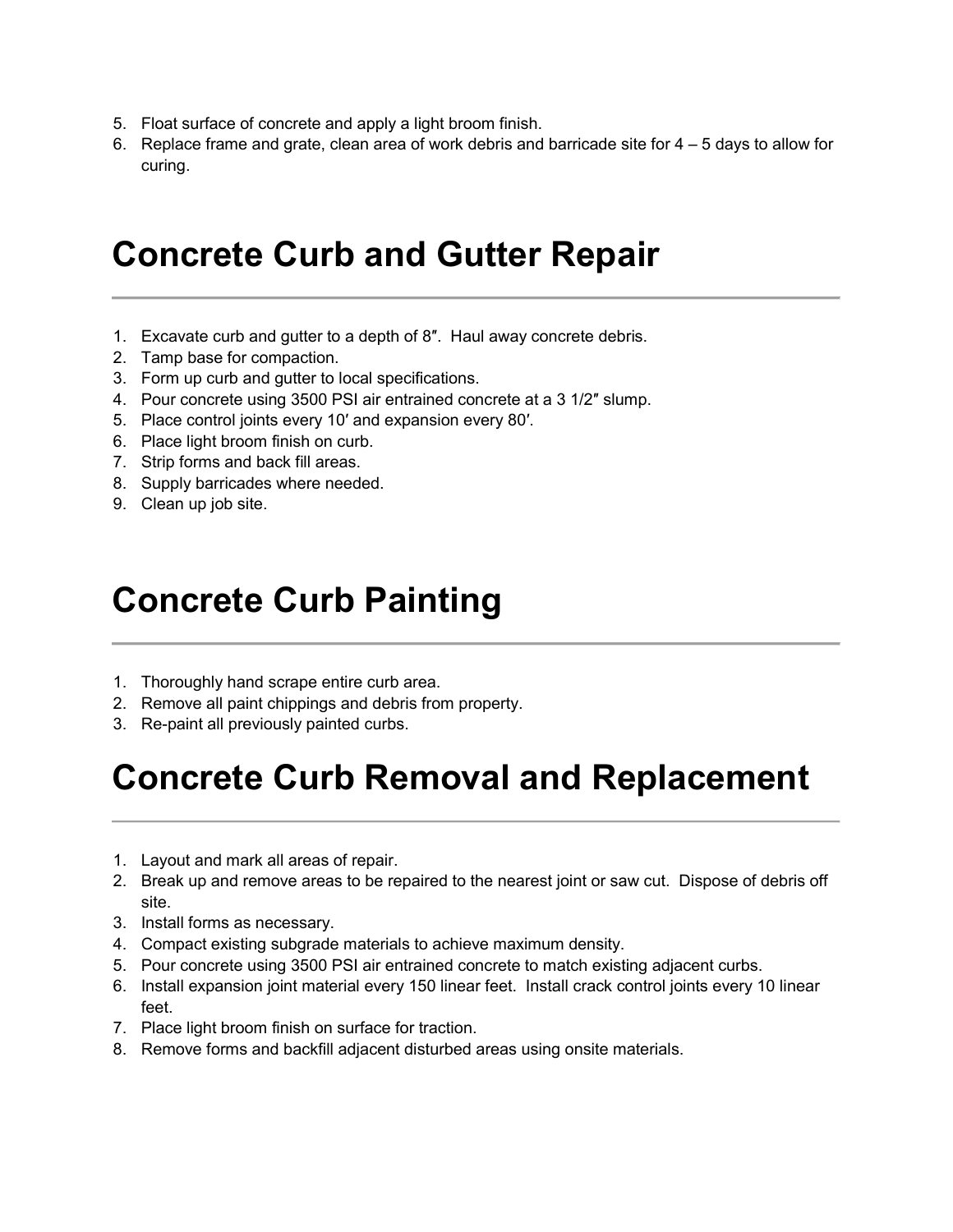5. Float surface of concrete and apply a light broom finish.
6. Replace frame and grate, clean area of work debris and barricade site for 4 – 5 days to allow for curing.

# Concrete Curb and Gutter Repair

1. Excavate curb and gutter to a depth of 8″. Haul away concrete debris.
2. Tamp base for compaction.
3. Form up curb and gutter to local specifications.
4. Pour concrete using 3500 PSI air entrained concrete at a 3 1/2″ slump.
5. Place control joints every 10′ and expansion every 80′.
6. Place light broom finish on curb.
7. Strip forms and back fill areas.
8. Supply barricades where needed.
9. Clean up job site.

# Concrete Curb Painting

1. Thoroughly hand scrape entire curb area.
2. Remove all paint chippings and debris from property.
3. Re-paint all previously painted curbs.

# Concrete Curb Removal and Replacement

1. Layout and mark all areas of repair.
2. Break up and remove areas to be repaired to the nearest joint or saw cut. Dispose of debris off site.
3. Install forms as necessary.
4. Compact existing subgrade materials to achieve maximum density.
5. Pour concrete using 3500 PSI air entrained concrete to match existing adjacent curbs.
6. Install expansion joint material every 150 linear feet. Install crack control joints every 10 linear feet.
7. Place light broom finish on surface for traction.
8. Remove forms and backfill adjacent disturbed areas using onsite materials.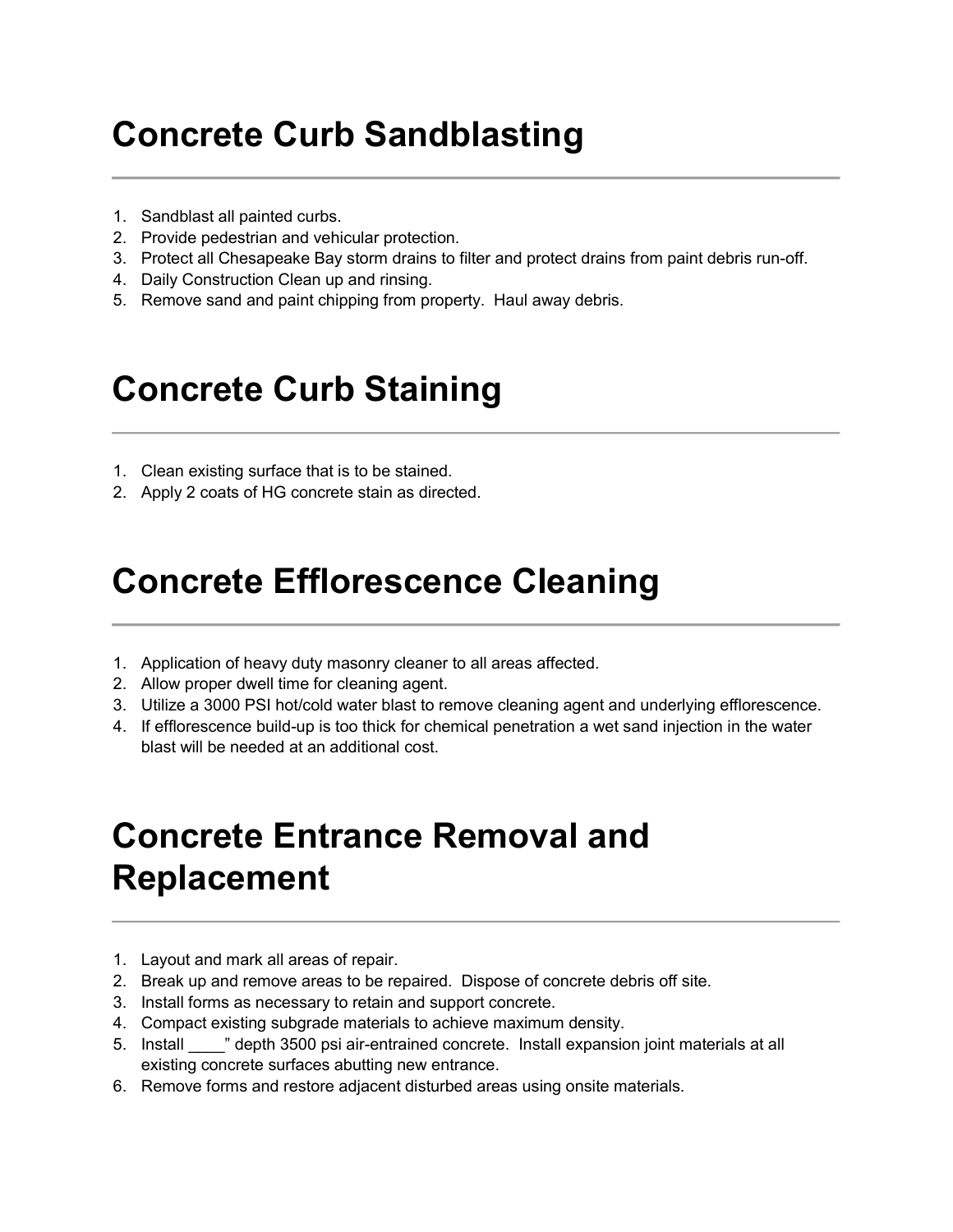# Concrete Curb Sandblasting

1. Sandblast all painted curbs.
2. Provide pedestrian and vehicular protection.
3. Protect all Chesapeake Bay storm drains to filter and protect drains from paint debris run-off.
4. Daily Construction Clean up and rinsing.
5. Remove sand and paint chipping from property. Haul away debris.

# Concrete Curb Staining

1. Clean existing surface that is to be stained.
2. Apply 2 coats of HG concrete stain as directed.

# Concrete Efflorescence Cleaning

1. Application of heavy duty masonry cleaner to all areas affected.
2. Allow proper dwell time for cleaning agent.
3. Utilize a 3000 PSI hot/cold water blast to remove cleaning agent and underlying efflorescence.
4. If efflorescence build-up is too thick for chemical penetration a wet sand injection in the water blast will be needed at an additional cost.

# Concrete Entrance Removal and Replacement

1. Layout and mark all areas of repair.
2. Break up and remove areas to be repaired. Dispose of concrete debris off site.
3. Install forms as necessary to retain and support concrete.
4. Compact existing subgrade materials to achieve maximum density.
5. Install ____" depth 3500 psi air-entrained concrete. Install expansion joint materials at all existing concrete surfaces abutting new entrance.
6. Remove forms and restore adjacent disturbed areas using onsite materials.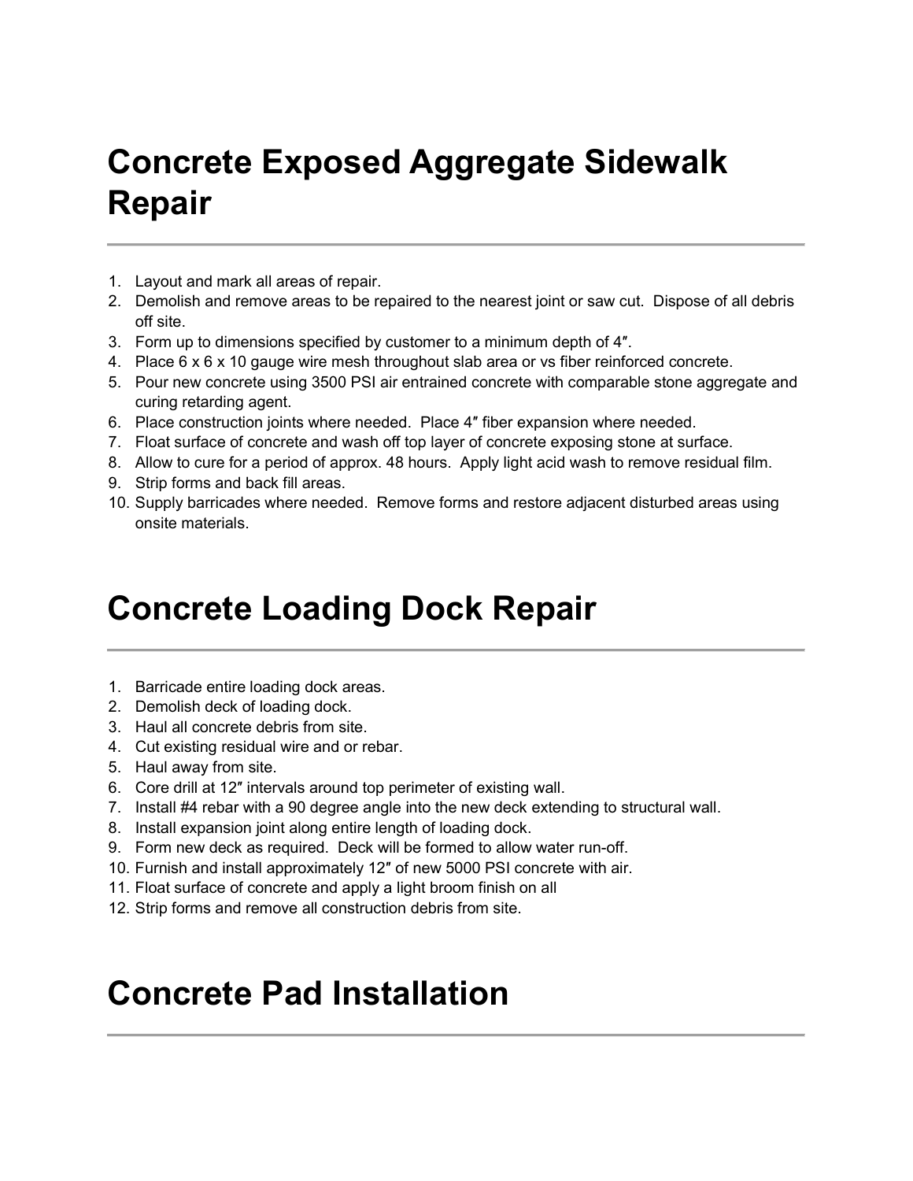# Concrete Exposed Aggregate Sidewalk Repair

1. Layout and mark all areas of repair.
2. Demolish and remove areas to be repaired to the nearest joint or saw cut. Dispose of all debris off site.
3. Form up to dimensions specified by customer to a minimum depth of 4″.
4. Place 6 x 6 x 10 gauge wire mesh throughout slab area or vs fiber reinforced concrete.
5. Pour new concrete using 3500 PSI air entrained concrete with comparable stone aggregate and curing retarding agent.
6. Place construction joints where needed. Place 4″ fiber expansion where needed.
7. Float surface of concrete and wash off top layer of concrete exposing stone at surface.
8. Allow to cure for a period of approx. 48 hours. Apply light acid wash to remove residual film.
9. Strip forms and back fill areas.
10. Supply barricades where needed. Remove forms and restore adjacent disturbed areas using onsite materials.

# Concrete Loading Dock Repair

1. Barricade entire loading dock areas.
2. Demolish deck of loading dock.
3. Haul all concrete debris from site.
4. Cut existing residual wire and or rebar.
5. Haul away from site.
6. Core drill at 12″ intervals around top perimeter of existing wall.
7. Install #4 rebar with a 90 degree angle into the new deck extending to structural wall.
8. Install expansion joint along entire length of loading dock.
9. Form new deck as required. Deck will be formed to allow water run-off.
10. Furnish and install approximately 12″ of new 5000 PSI concrete with air.
11. Float surface of concrete and apply a light broom finish on all
12. Strip forms and remove all construction debris from site.

# Concrete Pad Installation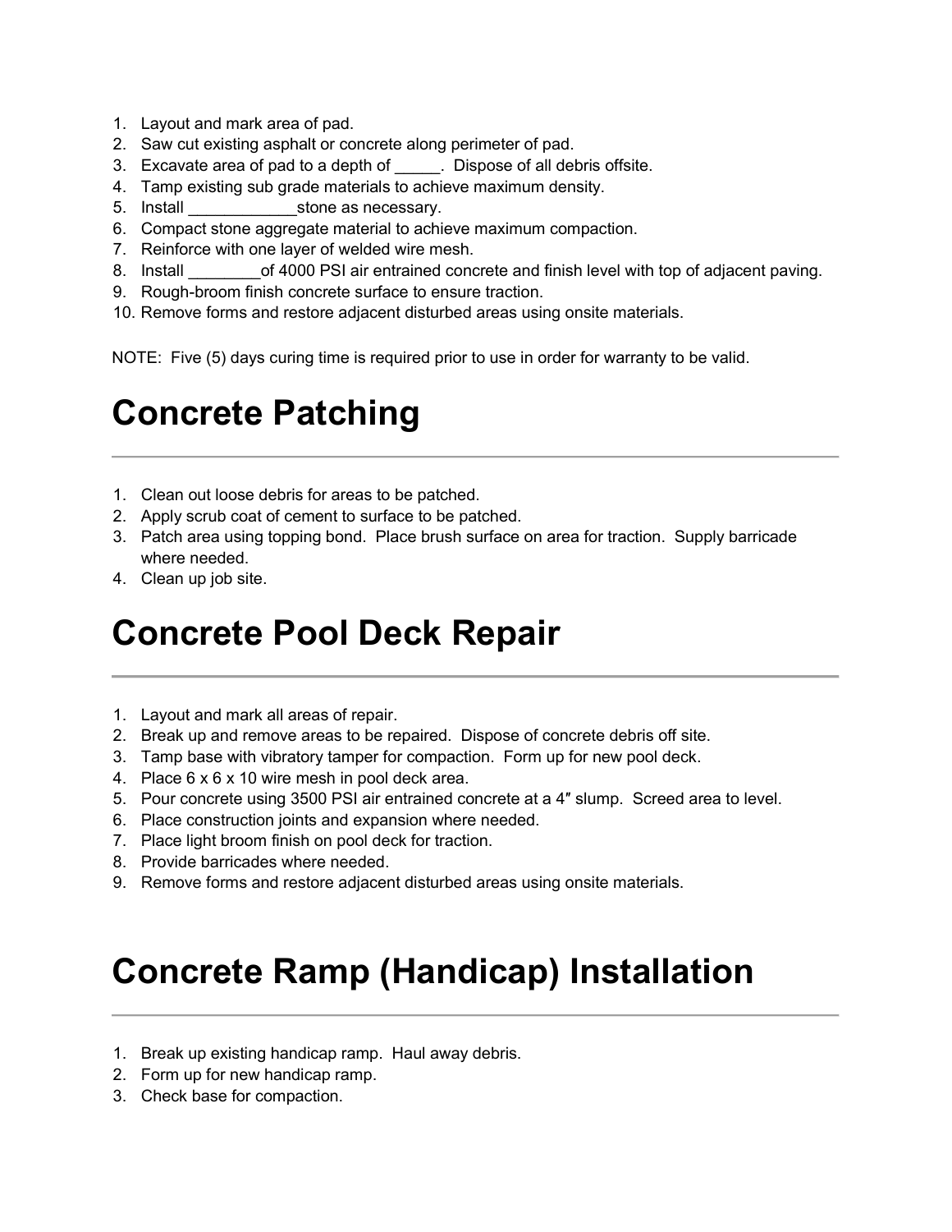1. Layout and mark area of pad.
2. Saw cut existing asphalt or concrete along perimeter of pad.
3. Excavate area of pad to a depth of _____.  Dispose of all debris offsite.
4. Tamp existing sub grade materials to achieve maximum density.
5. Install ____________stone as necessary.
6. Compact stone aggregate material to achieve maximum compaction.
7. Reinforce with one layer of welded wire mesh.
8. Install ________of 4000 PSI air entrained concrete and finish level with top of adjacent paving.
9. Rough-broom finish concrete surface to ensure traction.
10. Remove forms and restore adjacent disturbed areas using onsite materials.

NOTE:  Five (5) days curing time is required prior to use in order for warranty to be valid.

# Concrete Patching

1. Clean out loose debris for areas to be patched.
2. Apply scrub coat of cement to surface to be patched.
3. Patch area using topping bond.  Place brush surface on area for traction.  Supply barricade where needed.
4. Clean up job site.

# Concrete Pool Deck Repair

1. Layout and mark all areas of repair.
2. Break up and remove areas to be repaired.  Dispose of concrete debris off site.
3. Tamp base with vibratory tamper for compaction.  Form up for new pool deck.
4. Place 6 x 6 x 10 wire mesh in pool deck area.
5. Pour concrete using 3500 PSI air entrained concrete at a 4″ slump.  Screed area to level.
6. Place construction joints and expansion where needed.
7. Place light broom finish on pool deck for traction.
8. Provide barricades where needed.
9. Remove forms and restore adjacent disturbed areas using onsite materials.

# Concrete Ramp (Handicap) Installation

1. Break up existing handicap ramp.  Haul away debris.
2. Form up for new handicap ramp.
3. Check base for compaction.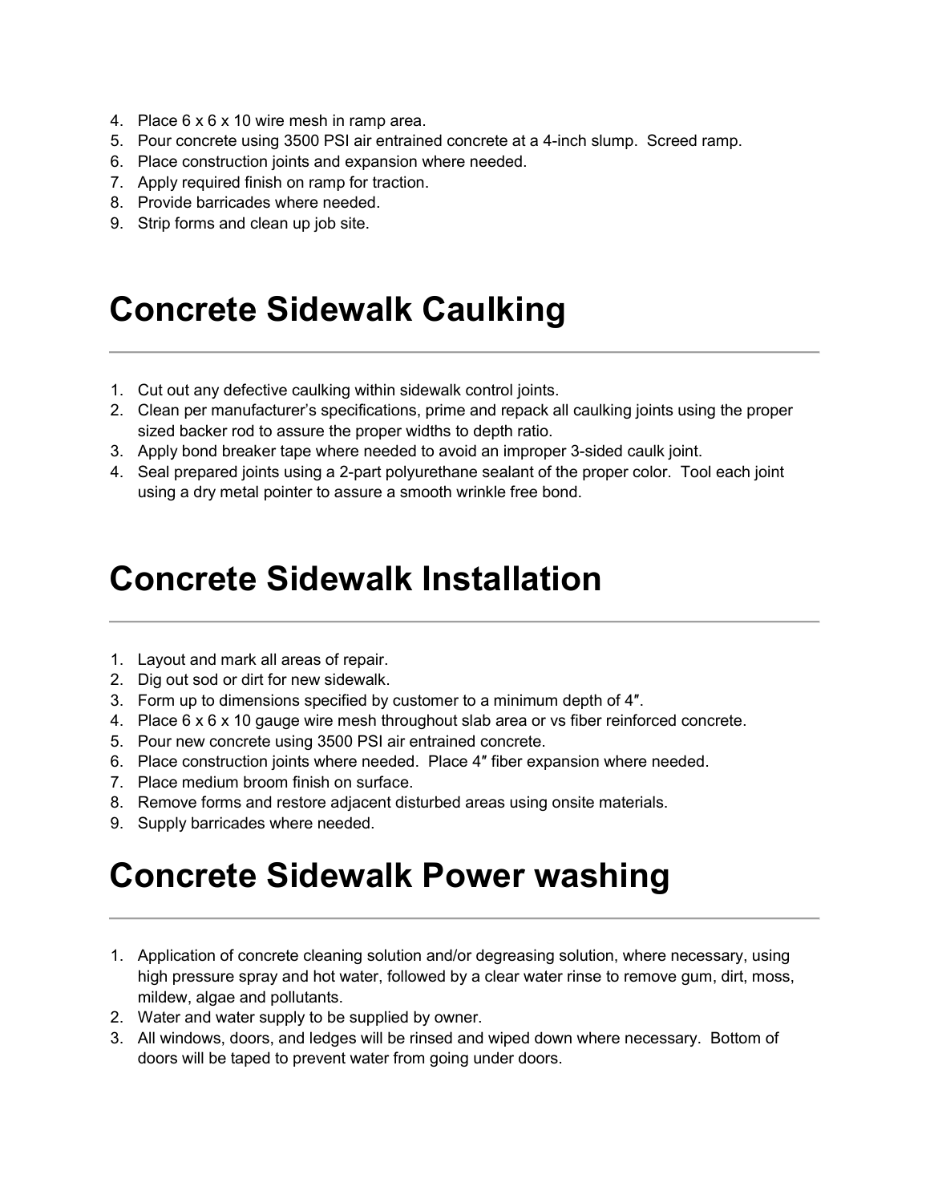4. Place 6 x 6 x 10 wire mesh in ramp area.
5. Pour concrete using 3500 PSI air entrained concrete at a 4-inch slump. Screed ramp.
6. Place construction joints and expansion where needed.
7. Apply required finish on ramp for traction.
8. Provide barricades where needed.
9. Strip forms and clean up job site.

# Concrete Sidewalk Caulking

1. Cut out any defective caulking within sidewalk control joints.
2. Clean per manufacturer's specifications, prime and repack all caulking joints using the proper sized backer rod to assure the proper widths to depth ratio.
3. Apply bond breaker tape where needed to avoid an improper 3-sided caulk joint.
4. Seal prepared joints using a 2-part polyurethane sealant of the proper color. Tool each joint using a dry metal pointer to assure a smooth wrinkle free bond.

# Concrete Sidewalk Installation

1. Layout and mark all areas of repair.
2. Dig out sod or dirt for new sidewalk.
3. Form up to dimensions specified by customer to a minimum depth of 4″.
4. Place 6 x 6 x 10 gauge wire mesh throughout slab area or vs fiber reinforced concrete.
5. Pour new concrete using 3500 PSI air entrained concrete.
6. Place construction joints where needed. Place 4″ fiber expansion where needed.
7. Place medium broom finish on surface.
8. Remove forms and restore adjacent disturbed areas using onsite materials.
9. Supply barricades where needed.

# Concrete Sidewalk Power washing

1. Application of concrete cleaning solution and/or degreasing solution, where necessary, using high pressure spray and hot water, followed by a clear water rinse to remove gum, dirt, moss, mildew, algae and pollutants.
2. Water and water supply to be supplied by owner.
3. All windows, doors, and ledges will be rinsed and wiped down where necessary. Bottom of doors will be taped to prevent water from going under doors.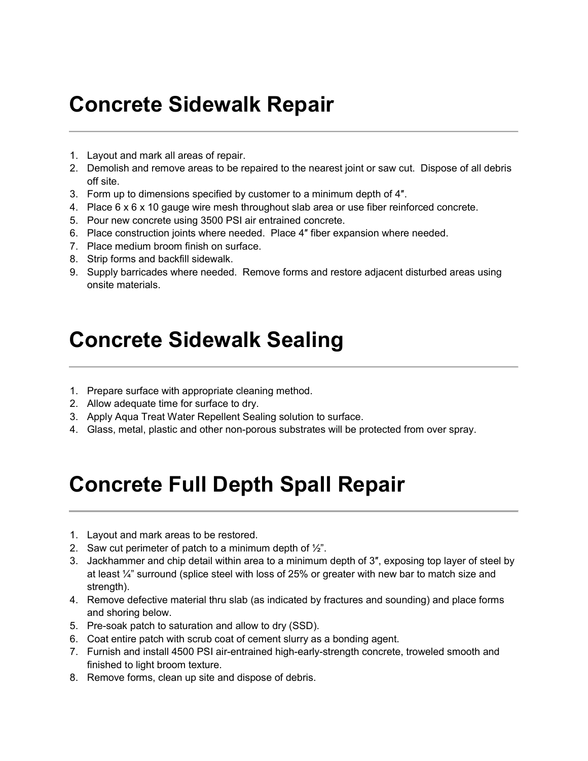# Concrete Sidewalk Repair

---

1. Layout and mark all areas of repair.
2. Demolish and remove areas to be repaired to the nearest joint or saw cut. Dispose of all debris off site.
3. Form up to dimensions specified by customer to a minimum depth of 4″.
4. Place 6 x 6 x 10 gauge wire mesh throughout slab area or use fiber reinforced concrete.
5. Pour new concrete using 3500 PSI air entrained concrete.
6. Place construction joints where needed. Place 4″ fiber expansion where needed.
7. Place medium broom finish on surface.
8. Strip forms and backfill sidewalk.
9. Supply barricades where needed. Remove forms and restore adjacent disturbed areas using onsite materials.

# Concrete Sidewalk Sealing

---

1. Prepare surface with appropriate cleaning method.
2. Allow adequate time for surface to dry.
3. Apply Aqua Treat Water Repellent Sealing solution to surface.
4. Glass, metal, plastic and other non-porous substrates will be protected from over spray.

# Concrete Full Depth Spall Repair

---

1. Layout and mark areas to be restored.
2. Saw cut perimeter of patch to a minimum depth of ½".
3. Jackhammer and chip detail within area to a minimum depth of 3″, exposing top layer of steel by at least ¼" surround (splice steel with loss of 25% or greater with new bar to match size and strength).
4. Remove defective material thru slab (as indicated by fractures and sounding) and place forms and shoring below.
5. Pre-soak patch to saturation and allow to dry (SSD).
6. Coat entire patch with scrub coat of cement slurry as a bonding agent.
7. Furnish and install 4500 PSI air-entrained high-early-strength concrete, troweled smooth and finished to light broom texture.
8. Remove forms, clean up site and dispose of debris.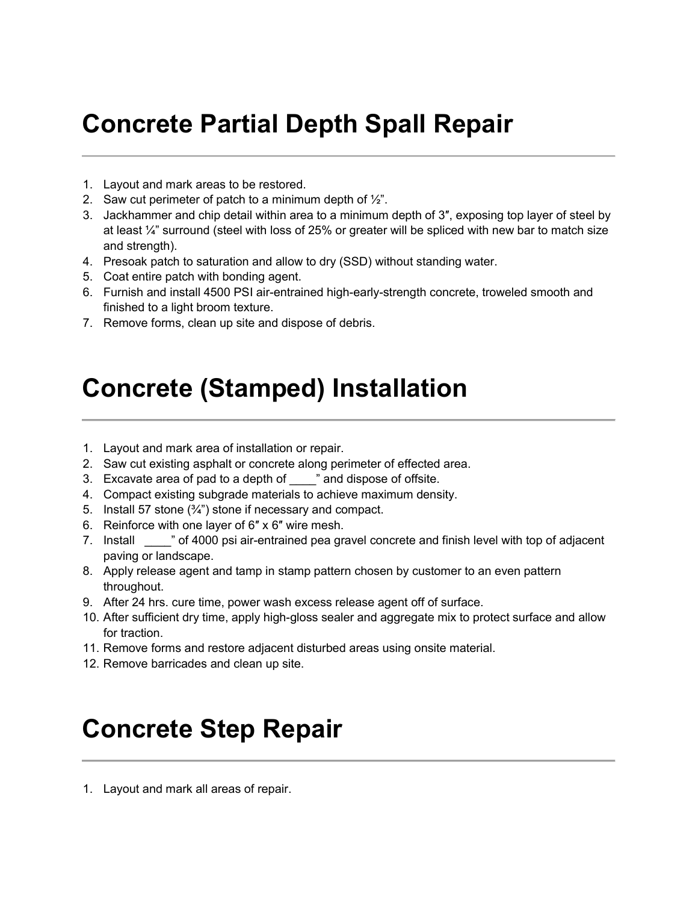# Concrete Partial Depth Spall Repair

---

1. Layout and mark areas to be restored.
2. Saw cut perimeter of patch to a minimum depth of ½".
3. Jackhammer and chip detail within area to a minimum depth of 3″, exposing top layer of steel by at least ¼" surround (steel with loss of 25% or greater will be spliced with new bar to match size and strength).
4. Presoak patch to saturation and allow to dry (SSD) without standing water.
5. Coat entire patch with bonding agent.
6. Furnish and install 4500 PSI air-entrained high-early-strength concrete, troweled smooth and finished to a light broom texture.
7. Remove forms, clean up site and dispose of debris.

# Concrete (Stamped) Installation

---

1. Layout and mark area of installation or repair.
2. Saw cut existing asphalt or concrete along perimeter of effected area.
3. Excavate area of pad to a depth of ____" and dispose of offsite.
4. Compact existing subgrade materials to achieve maximum density.
5. Install 57 stone (¾") stone if necessary and compact.
6. Reinforce with one layer of 6″ x 6″ wire mesh.
7. Install ____" of 4000 psi air-entrained pea gravel concrete and finish level with top of adjacent paving or landscape.
8. Apply release agent and tamp in stamp pattern chosen by customer to an even pattern throughout.
9. After 24 hrs. cure time, power wash excess release agent off of surface.
10. After sufficient dry time, apply high-gloss sealer and aggregate mix to protect surface and allow for traction.
11. Remove forms and restore adjacent disturbed areas using onsite material.
12. Remove barricades and clean up site.

# Concrete Step Repair

---

1. Layout and mark all areas of repair.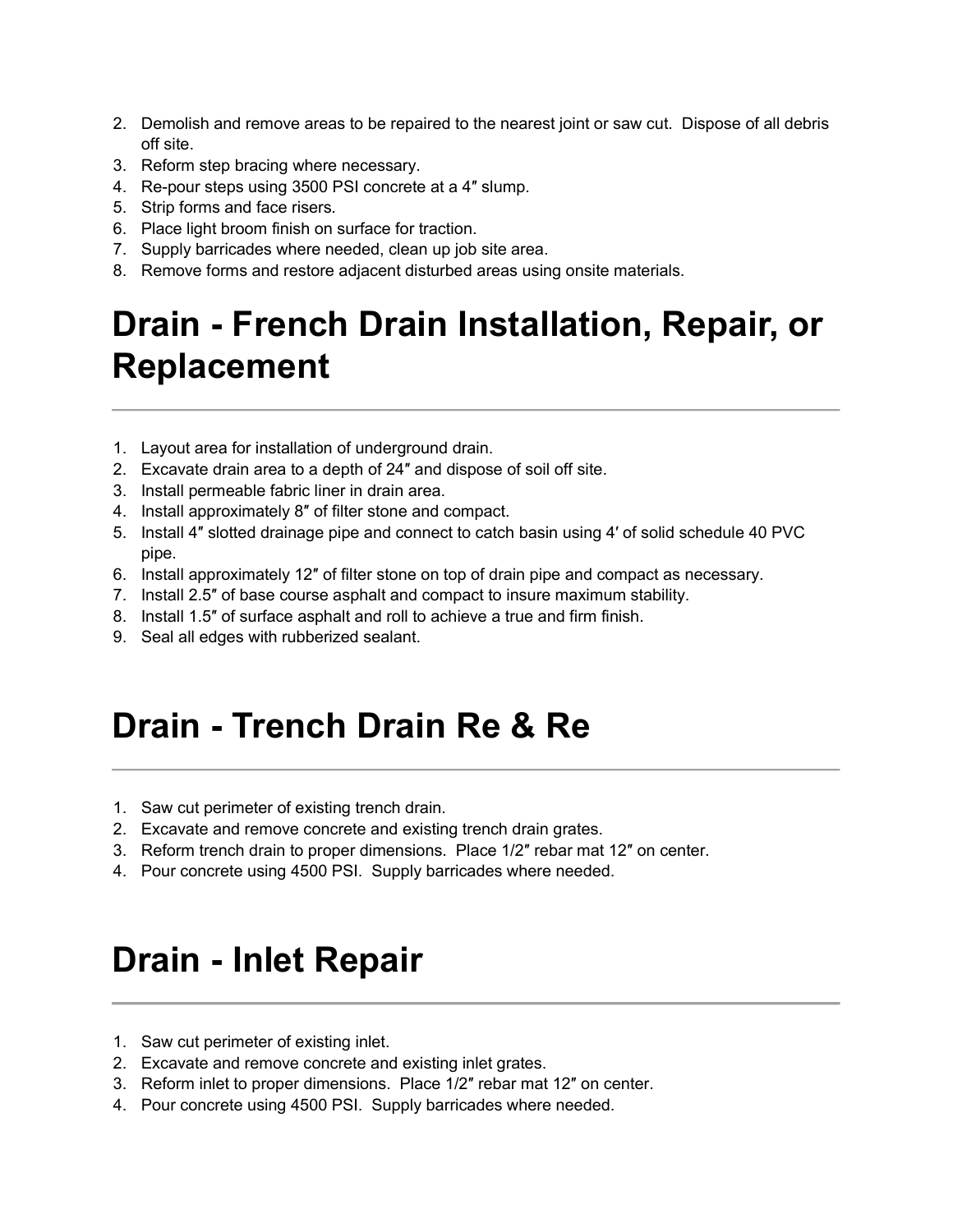2. Demolish and remove areas to be repaired to the nearest joint or saw cut. Dispose of all debris off site.
3. Reform step bracing where necessary.
4. Re-pour steps using 3500 PSI concrete at a 4″ slump.
5. Strip forms and face risers.
6. Place light broom finish on surface for traction.
7. Supply barricades where needed, clean up job site area.
8. Remove forms and restore adjacent disturbed areas using onsite materials.

# Drain - French Drain Installation, Repair, or Replacement

1. Layout area for installation of underground drain.
2. Excavate drain area to a depth of 24″ and dispose of soil off site.
3. Install permeable fabric liner in drain area.
4. Install approximately 8″ of filter stone and compact.
5. Install 4″ slotted drainage pipe and connect to catch basin using 4′ of solid schedule 40 PVC pipe.
6. Install approximately 12″ of filter stone on top of drain pipe and compact as necessary.
7. Install 2.5″ of base course asphalt and compact to insure maximum stability.
8. Install 1.5″ of surface asphalt and roll to achieve a true and firm finish.
9. Seal all edges with rubberized sealant.

# Drain - Trench Drain Re & Re

1. Saw cut perimeter of existing trench drain.
2. Excavate and remove concrete and existing trench drain grates.
3. Reform trench drain to proper dimensions. Place 1/2″ rebar mat 12″ on center.
4. Pour concrete using 4500 PSI. Supply barricades where needed.

# Drain - Inlet Repair

1. Saw cut perimeter of existing inlet.
2. Excavate and remove concrete and existing inlet grates.
3. Reform inlet to proper dimensions. Place 1/2″ rebar mat 12″ on center.
4. Pour concrete using 4500 PSI. Supply barricades where needed.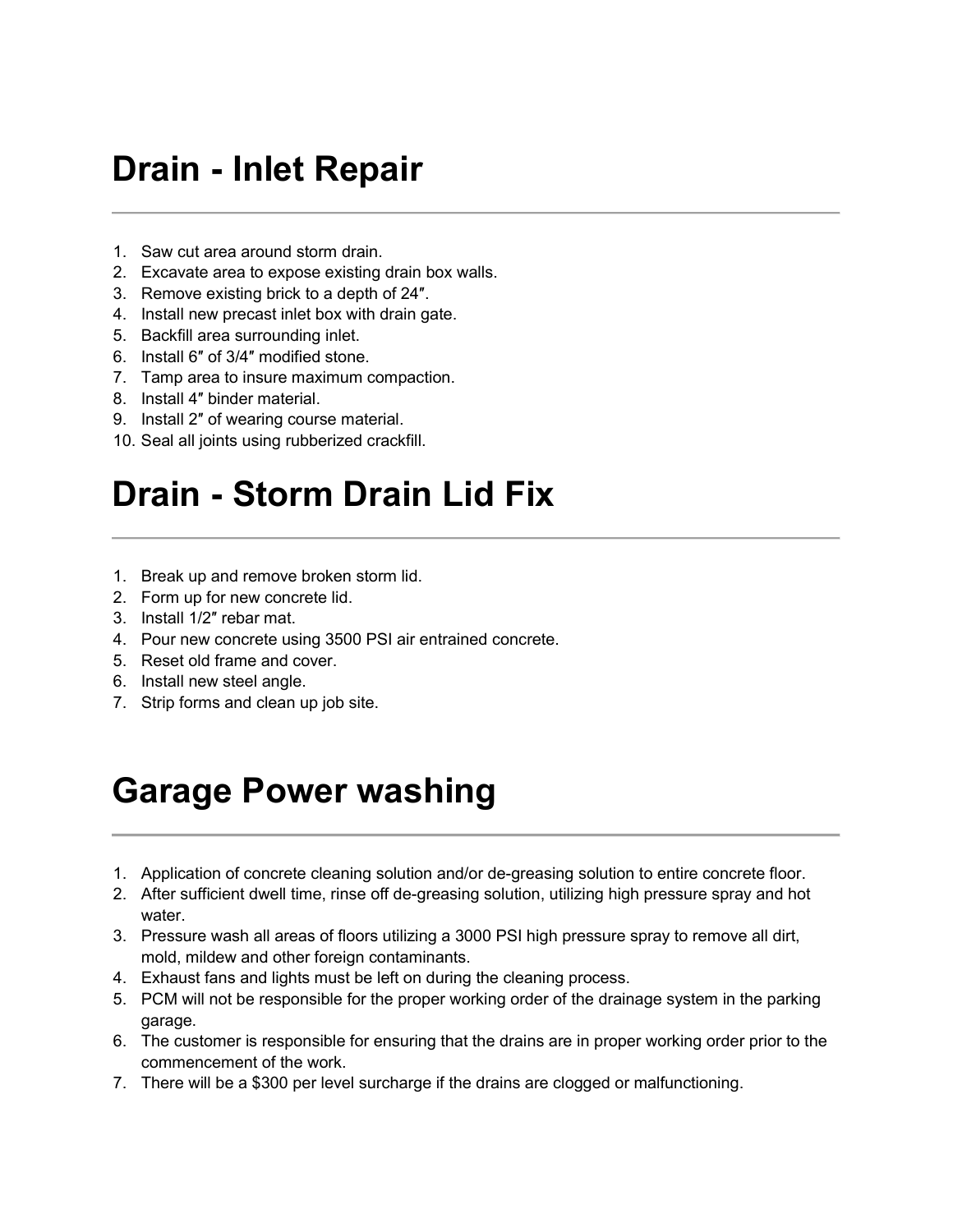# Drain - Inlet Repair

---

1. Saw cut area around storm drain.
2. Excavate area to expose existing drain box walls.
3. Remove existing brick to a depth of 24″.
4. Install new precast inlet box with drain gate.
5. Backfill area surrounding inlet.
6. Install 6″ of 3/4″ modified stone.
7. Tamp area to insure maximum compaction.
8. Install 4″ binder material.
9. Install 2″ of wearing course material.
10. Seal all joints using rubberized crackfill.

# Drain - Storm Drain Lid Fix

---

1. Break up and remove broken storm lid.
2. Form up for new concrete lid.
3. Install 1/2″ rebar mat.
4. Pour new concrete using 3500 PSI air entrained concrete.
5. Reset old frame and cover.
6. Install new steel angle.
7. Strip forms and clean up job site.

# Garage Power washing

---

1. Application of concrete cleaning solution and/or de-greasing solution to entire concrete floor.
2. After sufficient dwell time, rinse off de-greasing solution, utilizing high pressure spray and hot water.
3. Pressure wash all areas of floors utilizing a 3000 PSI high pressure spray to remove all dirt, mold, mildew and other foreign contaminants.
4. Exhaust fans and lights must be left on during the cleaning process.
5. PCM will not be responsible for the proper working order of the drainage system in the parking garage.
6. The customer is responsible for ensuring that the drains are in proper working order prior to the commencement of the work.
7. There will be a $300 per level surcharge if the drains are clogged or malfunctioning.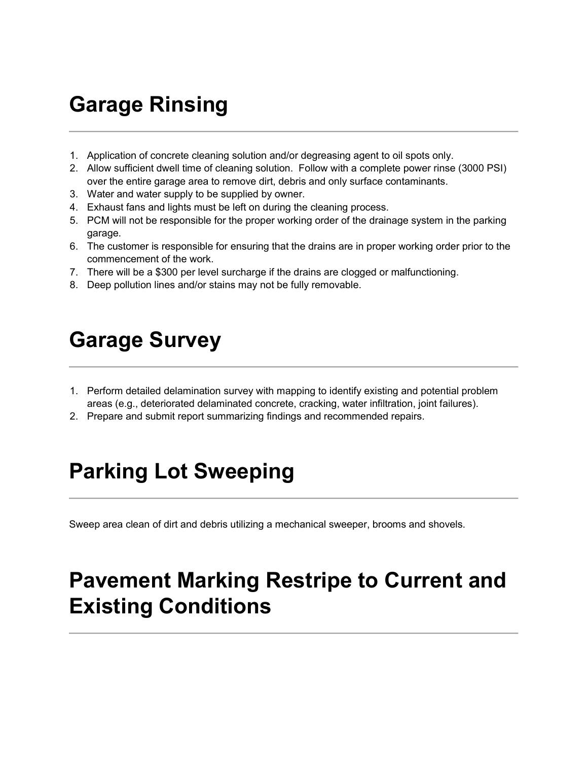# Garage Rinsing

---

1. Application of concrete cleaning solution and/or degreasing agent to oil spots only.
2. Allow sufficient dwell time of cleaning solution.  Follow with a complete power rinse (3000 PSI) over the entire garage area to remove dirt, debris and only surface contaminants.
3. Water and water supply to be supplied by owner.
4. Exhaust fans and lights must be left on during the cleaning process.
5. PCM will not be responsible for the proper working order of the drainage system in the parking garage.
6. The customer is responsible for ensuring that the drains are in proper working order prior to the commencement of the work.
7. There will be a $300 per level surcharge if the drains are clogged or malfunctioning.
8. Deep pollution lines and/or stains may not be fully removable.

# Garage Survey

---

1. Perform detailed delamination survey with mapping to identify existing and potential problem areas (e.g., deteriorated delaminated concrete, cracking, water infiltration, joint failures).
2. Prepare and submit report summarizing findings and recommended repairs.

# Parking Lot Sweeping

---

Sweep area clean of dirt and debris utilizing a mechanical sweeper, brooms and shovels.

# Pavement Marking Restripe to Current and Existing Conditions

---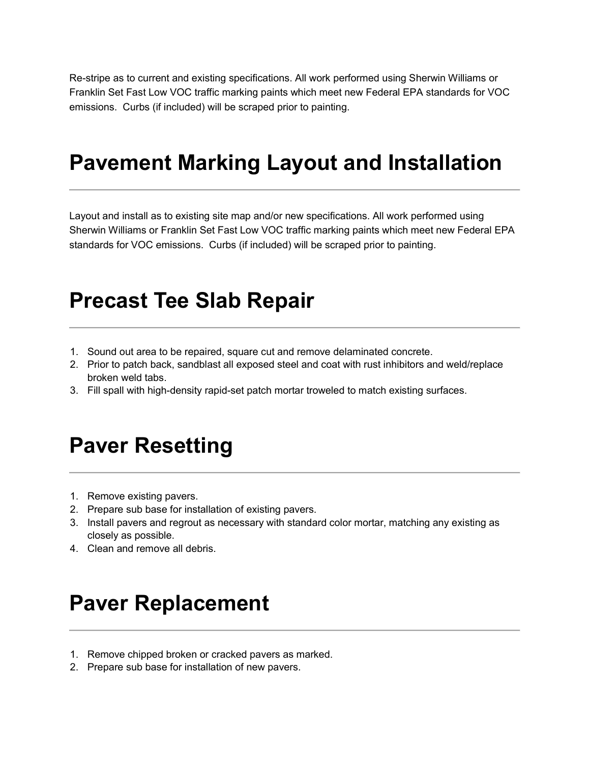Re-stripe as to current and existing specifications. All work performed using Sherwin Williams or Franklin Set Fast Low VOC traffic marking paints which meet new Federal EPA standards for VOC emissions.  Curbs (if included) will be scraped prior to painting.

# Pavement Marking Layout and Installation

Layout and install as to existing site map and/or new specifications. All work performed using Sherwin Williams or Franklin Set Fast Low VOC traffic marking paints which meet new Federal EPA standards for VOC emissions.  Curbs (if included) will be scraped prior to painting.

# Precast Tee Slab Repair

1. Sound out area to be repaired, square cut and remove delaminated concrete.
2. Prior to patch back, sandblast all exposed steel and coat with rust inhibitors and weld/replace broken weld tabs.
3. Fill spall with high-density rapid-set patch mortar troweled to match existing surfaces.

# Paver Resetting

1. Remove existing pavers.
2. Prepare sub base for installation of existing pavers.
3. Install pavers and regrout as necessary with standard color mortar, matching any existing as closely as possible.
4. Clean and remove all debris.

# Paver Replacement

1. Remove chipped broken or cracked pavers as marked.
2. Prepare sub base for installation of new pavers.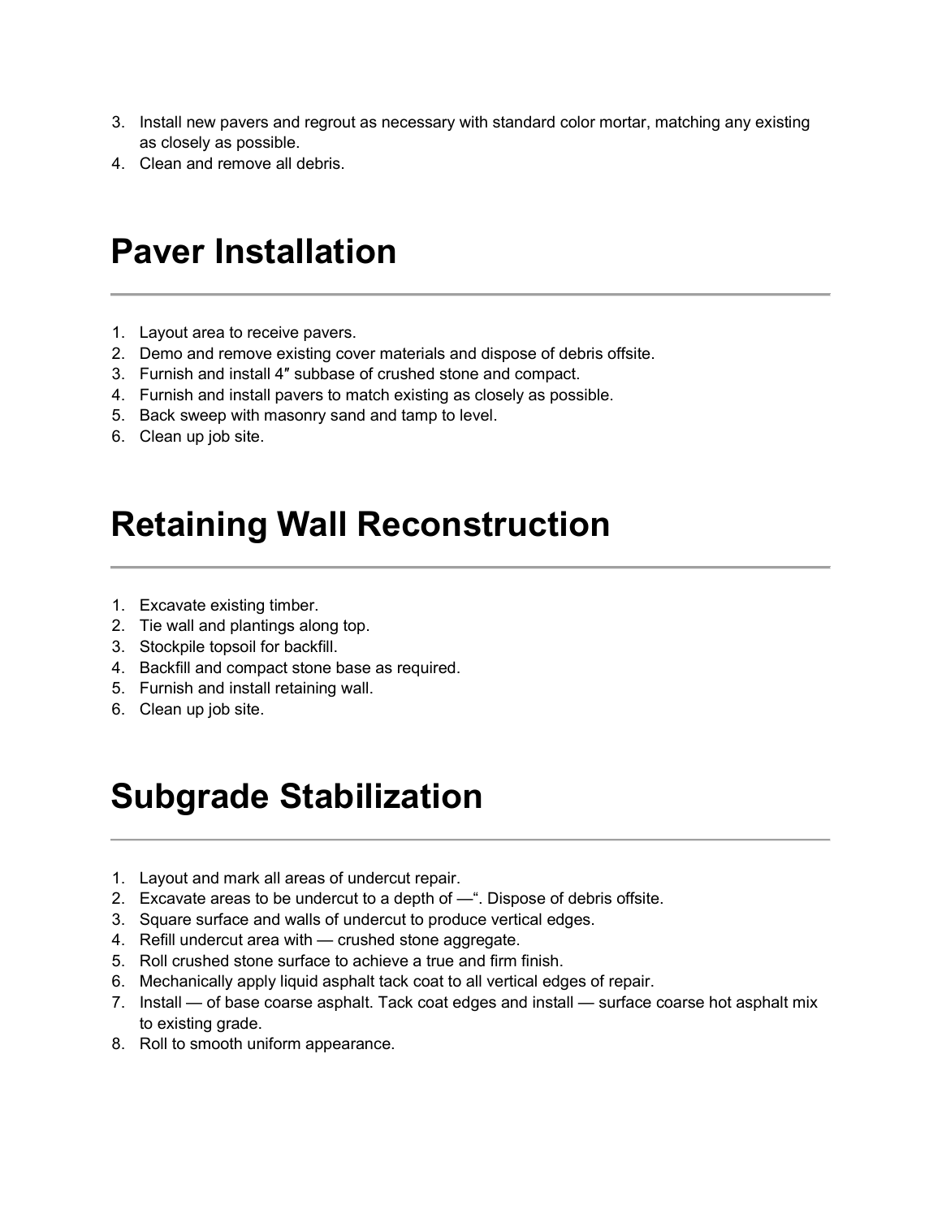3. Install new pavers and regrout as necessary with standard color mortar, matching any existing as closely as possible.
4. Clean and remove all debris.

# Paver Installation

---

1. Layout area to receive pavers.
2. Demo and remove existing cover materials and dispose of debris offsite.
3. Furnish and install 4″ subbase of crushed stone and compact.
4. Furnish and install pavers to match existing as closely as possible.
5. Back sweep with masonry sand and tamp to level.
6. Clean up job site.

# Retaining Wall Reconstruction

---

1. Excavate existing timber.
2. Tie wall and plantings along top.
3. Stockpile topsoil for backfill.
4. Backfill and compact stone base as required.
5. Furnish and install retaining wall.
6. Clean up job site.

# Subgrade Stabilization

---

1. Layout and mark all areas of undercut repair.
2. Excavate areas to be undercut to a depth of —". Dispose of debris offsite.
3. Square surface and walls of undercut to produce vertical edges.
4. Refill undercut area with — crushed stone aggregate.
5. Roll crushed stone surface to achieve a true and firm finish.
6. Mechanically apply liquid asphalt tack coat to all vertical edges of repair.
7. Install — of base coarse asphalt. Tack coat edges and install — surface coarse hot asphalt mix to existing grade.
8. Roll to smooth uniform appearance.